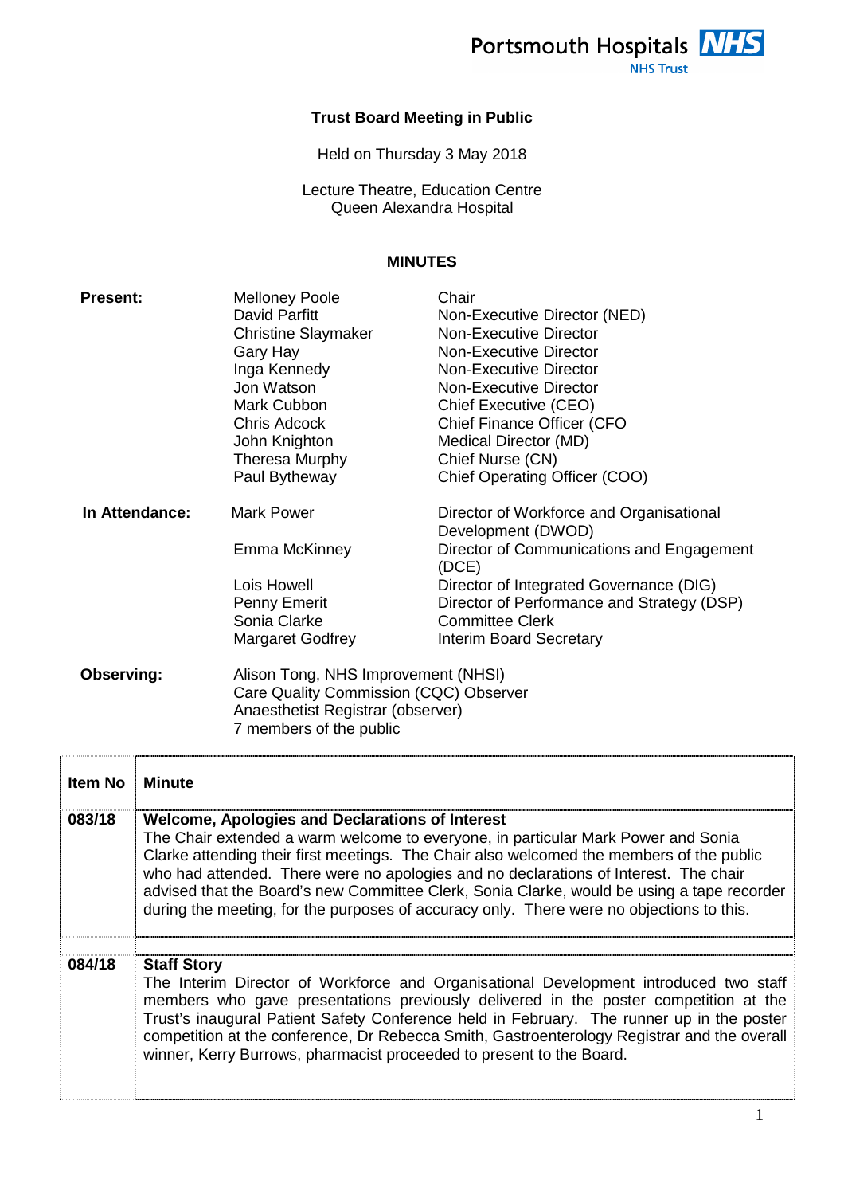Portsmouth Hospitals NHS Trust

## Trust Board Meeting in Public

Held on Thursday 3 May 2018

Lecture Theatre, Education Centre
Queen Alexandra Hospital

### MINUTES

| | | |
|---|---|---|
| **Present:** | Melloney Poole | Chair |
| | David Parfitt | Non-Executive Director (NED) |
| | Christine Slaymaker | Non-Executive Director |
| | Gary Hay | Non-Executive Director |
| | Inga Kennedy | Non-Executive Director |
| | Jon Watson | Non-Executive Director |
| | Mark Cubbon | Chief Executive (CEO) |
| | Chris Adcock | Chief Finance Officer (CFO |
| | John Knighton | Medical Director (MD) |
| | Theresa Murphy | Chief Nurse (CN) |
| | Paul Bytheway | Chief Operating Officer (COO) |
| **In Attendance:** | Mark Power | Director of Workforce and Organisational Development (DWOD) |
| | Emma McKinney | Director of Communications and Engagement (DCE) |
| | Lois Howell | Director of Integrated Governance (DIG) |
| | Penny Emerit | Director of Performance and Strategy (DSP) |
| | Sonia Clarke | Committee Clerk |
| | Margaret Godfrey | Interim Board Secretary |
| **Observing:** | Alison Tong, NHS Improvement (NHSI) | |
| | Care Quality Commission (CQC) Observer | |
| | Anaesthetist Registrar (observer) | |
| | 7 members of the public | |

| Item No | Minute |
|---|---|
| 083/18 | **Welcome, Apologies and Declarations of Interest**<br>The Chair extended a warm welcome to everyone, in particular Mark Power and Sonia Clarke attending their first meetings. The Chair also welcomed the members of the public who had attended. There were no apologies and no declarations of Interest. The chair advised that the Board's new Committee Clerk, Sonia Clarke, would be using a tape recorder during the meeting, for the purposes of accuracy only. There were no objections to this. |
| | |
| 084/18 | **Staff Story**<br>The Interim Director of Workforce and Organisational Development introduced two staff members who gave presentations previously delivered in the poster competition at the Trust's inaugural Patient Safety Conference held in February. The runner up in the poster competition at the conference, Dr Rebecca Smith, Gastroenterology Registrar and the overall winner, Kerry Burrows, pharmacist proceeded to present to the Board. |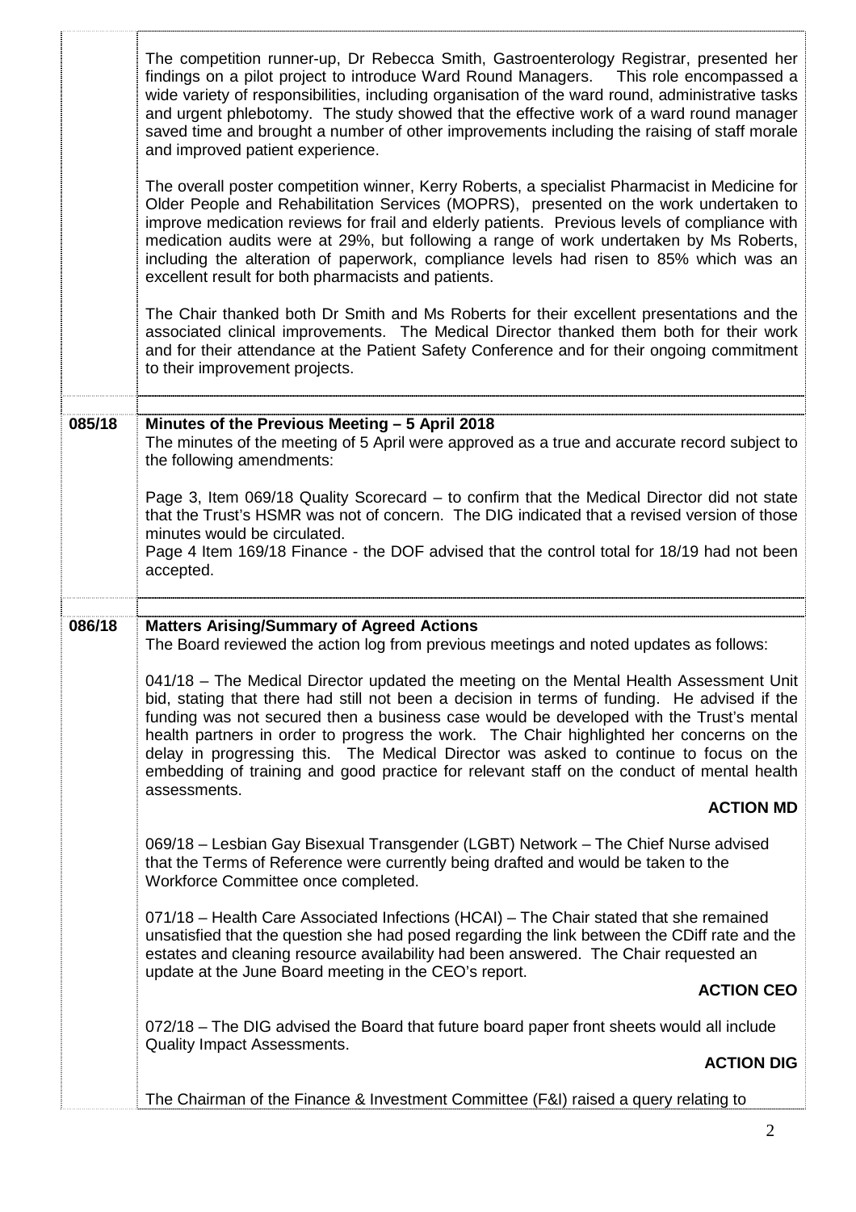The competition runner-up, Dr Rebecca Smith, Gastroenterology Registrar, presented her findings on a pilot project to introduce Ward Round Managers. This role encompassed a wide variety of responsibilities, including organisation of the ward round, administrative tasks and urgent phlebotomy. The study showed that the effective work of a ward round manager saved time and brought a number of other improvements including the raising of staff morale and improved patient experience.

The overall poster competition winner, Kerry Roberts, a specialist Pharmacist in Medicine for Older People and Rehabilitation Services (MOPRS), presented on the work undertaken to improve medication reviews for frail and elderly patients. Previous levels of compliance with medication audits were at 29%, but following a range of work undertaken by Ms Roberts, including the alteration of paperwork, compliance levels had risen to 85% which was an excellent result for both pharmacists and patients.

The Chair thanked both Dr Smith and Ms Roberts for their excellent presentations and the associated clinical improvements. The Medical Director thanked them both for their work and for their attendance at the Patient Safety Conference and for their ongoing commitment to their improvement projects.

**085/18 Minutes of the Previous Meeting – 5 April 2018**

The minutes of the meeting of 5 April were approved as a true and accurate record subject to the following amendments:

Page 3, Item 069/18 Quality Scorecard – to confirm that the Medical Director did not state that the Trust's HSMR was not of concern. The DIG indicated that a revised version of those minutes would be circulated.
Page 4 Item 169/18 Finance - the DOF advised that the control total for 18/19 had not been accepted.

**086/18 Matters Arising/Summary of Agreed Actions**

The Board reviewed the action log from previous meetings and noted updates as follows:

041/18 – The Medical Director updated the meeting on the Mental Health Assessment Unit bid, stating that there had still not been a decision in terms of funding. He advised if the funding was not secured then a business case would be developed with the Trust's mental health partners in order to progress the work. The Chair highlighted her concerns on the delay in progressing this. The Medical Director was asked to continue to focus on the embedding of training and good practice for relevant staff on the conduct of mental health assessments.

**ACTION MD**

069/18 – Lesbian Gay Bisexual Transgender (LGBT) Network – The Chief Nurse advised that the Terms of Reference were currently being drafted and would be taken to the Workforce Committee once completed.

071/18 – Health Care Associated Infections (HCAI) – The Chair stated that she remained unsatisfied that the question she had posed regarding the link between the CDiff rate and the estates and cleaning resource availability had been answered. The Chair requested an update at the June Board meeting in the CEO's report.

**ACTION CEO**

072/18 – The DIG advised the Board that future board paper front sheets would all include Quality Impact Assessments.

**ACTION DIG**

The Chairman of the Finance & Investment Committee (F&I) raised a query relating to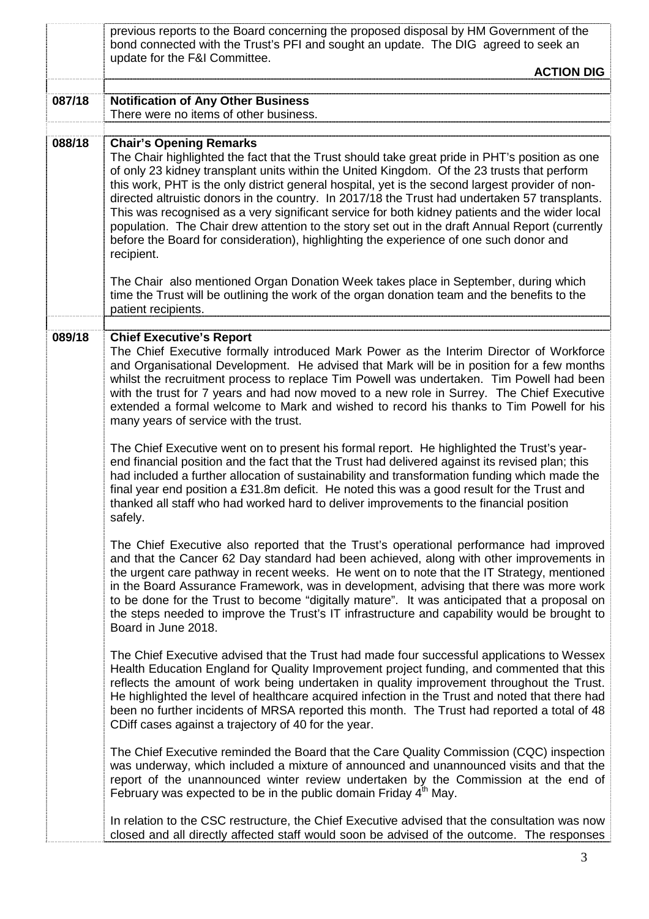| | |
|---|---|
| | previous reports to the Board concerning the proposed disposal by HM Government of the bond connected with the Trust's PFI and sought an update. The DIG agreed to seek an update for the F&I Committee.<br><br>**ACTION DIG** |
| **087/18** | **Notification of Any Other Business**<br>There were no items of other business. |
| **088/18** | **Chair's Opening Remarks**<br>The Chair highlighted the fact that the Trust should take great pride in PHT's position as one of only 23 kidney transplant units within the United Kingdom. Of the 23 trusts that perform this work, PHT is the only district general hospital, yet is the second largest provider of non-directed altruistic donors in the country. In 2017/18 the Trust had undertaken 57 transplants. This was recognised as a very significant service for both kidney patients and the wider local population. The Chair drew attention to the story set out in the draft Annual Report (currently before the Board for consideration), highlighting the experience of one such donor and recipient.<br><br>The Chair also mentioned Organ Donation Week takes place in September, during which time the Trust will be outlining the work of the organ donation team and the benefits to the patient recipients. |
| **089/18** | **Chief Executive's Report**<br>The Chief Executive formally introduced Mark Power as the Interim Director of Workforce and Organisational Development. He advised that Mark will be in position for a few months whilst the recruitment process to replace Tim Powell was undertaken. Tim Powell had been with the trust for 7 years and had now moved to a new role in Surrey. The Chief Executive extended a formal welcome to Mark and wished to record his thanks to Tim Powell for his many years of service with the trust.<br><br>The Chief Executive went on to present his formal report. He highlighted the Trust's year-end financial position and the fact that the Trust had delivered against its revised plan; this had included a further allocation of sustainability and transformation funding which made the final year end position a £31.8m deficit. He noted this was a good result for the Trust and thanked all staff who had worked hard to deliver improvements to the financial position safely.<br><br>The Chief Executive also reported that the Trust's operational performance had improved and that the Cancer 62 Day standard had been achieved, along with other improvements in the urgent care pathway in recent weeks. He went on to note that the IT Strategy, mentioned in the Board Assurance Framework, was in development, advising that there was more work to be done for the Trust to become "digitally mature". It was anticipated that a proposal on the steps needed to improve the Trust's IT infrastructure and capability would be brought to Board in June 2018.<br><br>The Chief Executive advised that the Trust had made four successful applications to Wessex Health Education England for Quality Improvement project funding, and commented that this reflects the amount of work being undertaken in quality improvement throughout the Trust. He highlighted the level of healthcare acquired infection in the Trust and noted that there had been no further incidents of MRSA reported this month. The Trust had reported a total of 48 CDiff cases against a trajectory of 40 for the year.<br><br>The Chief Executive reminded the Board that the Care Quality Commission (CQC) inspection was underway, which included a mixture of announced and unannounced visits and that the report of the unannounced winter review undertaken by the Commission at the end of February was expected to be in the public domain Friday 4th May.<br><br>In relation to the CSC restructure, the Chief Executive advised that the consultation was now closed and all directly affected staff would soon be advised of the outcome. The responses |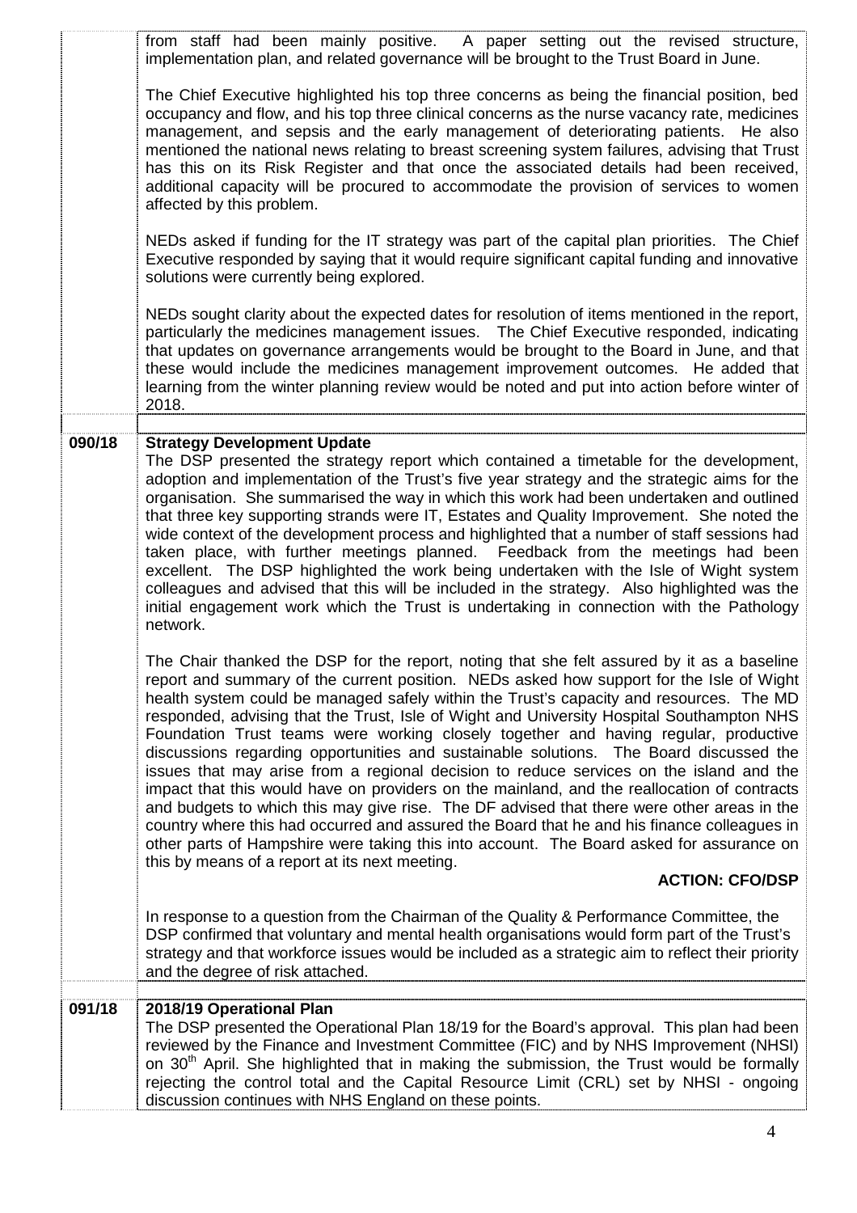|  |  |
|---|---|
|  | from staff had been mainly positive. A paper setting out the revised structure, implementation plan, and related governance will be brought to the Trust Board in June.<br><br>The Chief Executive highlighted his top three concerns as being the financial position, bed occupancy and flow, and his top three clinical concerns as the nurse vacancy rate, medicines management, and sepsis and the early management of deteriorating patients. He also mentioned the national news relating to breast screening system failures, advising that Trust has this on its Risk Register and that once the associated details had been received, additional capacity will be procured to accommodate the provision of services to women affected by this problem.<br><br>NEDs asked if funding for the IT strategy was part of the capital plan priorities. The Chief Executive responded by saying that it would require significant capital funding and innovative solutions were currently being explored.<br><br>NEDs sought clarity about the expected dates for resolution of items mentioned in the report, particularly the medicines management issues. The Chief Executive responded, indicating that updates on governance arrangements would be brought to the Board in June, and that these would include the medicines management improvement outcomes. He added that learning from the winter planning review would be noted and put into action before winter of 2018. |
| **090/18** | **Strategy Development Update**<br>The DSP presented the strategy report which contained a timetable for the development, adoption and implementation of the Trust's five year strategy and the strategic aims for the organisation. She summarised the way in which this work had been undertaken and outlined that three key supporting strands were IT, Estates and Quality Improvement. She noted the wide context of the development process and highlighted that a number of staff sessions had taken place, with further meetings planned. Feedback from the meetings had been excellent. The DSP highlighted the work being undertaken with the Isle of Wight system colleagues and advised that this will be included in the strategy. Also highlighted was the initial engagement work which the Trust is undertaking in connection with the Pathology network.<br><br>The Chair thanked the DSP for the report, noting that she felt assured by it as a baseline report and summary of the current position. NEDs asked how support for the Isle of Wight health system could be managed safely within the Trust's capacity and resources. The MD responded, advising that the Trust, Isle of Wight and University Hospital Southampton NHS Foundation Trust teams were working closely together and having regular, productive discussions regarding opportunities and sustainable solutions. The Board discussed the issues that may arise from a regional decision to reduce services on the island and the impact that this would have on providers on the mainland, and the reallocation of contracts and budgets to which this may give rise. The DF advised that there were other areas in the country where this had occurred and assured the Board that he and his finance colleagues in other parts of Hampshire were taking this into account. The Board asked for assurance on this by means of a report at its next meeting.<br><br>**ACTION: CFO/DSP**<br><br>In response to a question from the Chairman of the Quality & Performance Committee, the DSP confirmed that voluntary and mental health organisations would form part of the Trust's strategy and that workforce issues would be included as a strategic aim to reflect their priority and the degree of risk attached. |
| **091/18** | **2018/19 Operational Plan**<br>The DSP presented the Operational Plan 18/19 for the Board's approval. This plan had been reviewed by the Finance and Investment Committee (FIC) and by NHS Improvement (NHSI) on 30th April. She highlighted that in making the submission, the Trust would be formally rejecting the control total and the Capital Resource Limit (CRL) set by NHSI - ongoing discussion continues with NHS England on these points. |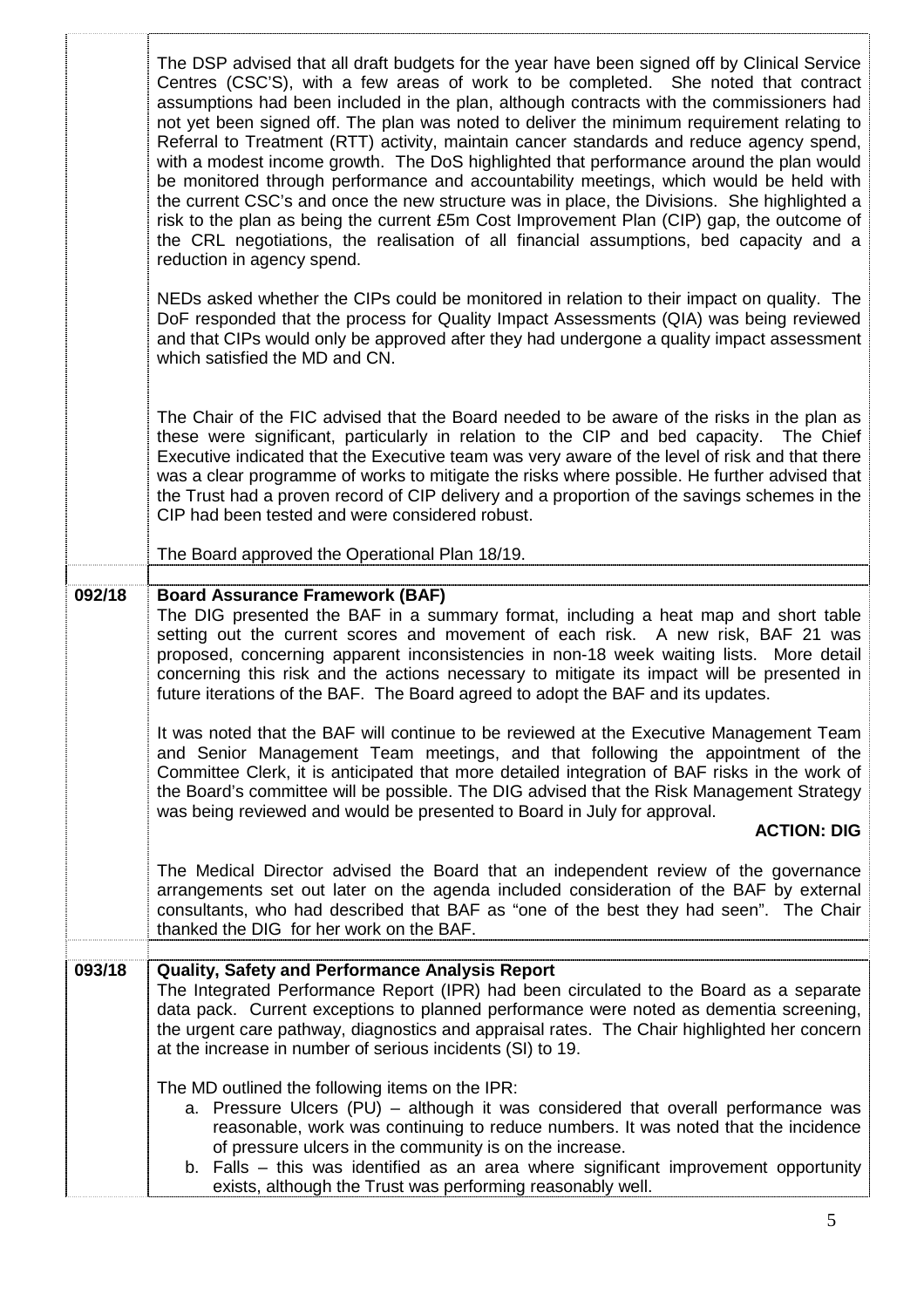The DSP advised that all draft budgets for the year have been signed off by Clinical Service Centres (CSC'S), with a few areas of work to be completed. She noted that contract assumptions had been included in the plan, although contracts with the commissioners had not yet been signed off. The plan was noted to deliver the minimum requirement relating to Referral to Treatment (RTT) activity, maintain cancer standards and reduce agency spend, with a modest income growth. The DoS highlighted that performance around the plan would be monitored through performance and accountability meetings, which would be held with the current CSC's and once the new structure was in place, the Divisions. She highlighted a risk to the plan as being the current £5m Cost Improvement Plan (CIP) gap, the outcome of the CRL negotiations, the realisation of all financial assumptions, bed capacity and a reduction in agency spend.

NEDs asked whether the CIPs could be monitored in relation to their impact on quality. The DoF responded that the process for Quality Impact Assessments (QIA) was being reviewed and that CIPs would only be approved after they had undergone a quality impact assessment which satisfied the MD and CN.

The Chair of the FIC advised that the Board needed to be aware of the risks in the plan as these were significant, particularly in relation to the CIP and bed capacity. The Chief Executive indicated that the Executive team was very aware of the level of risk and that there was a clear programme of works to mitigate the risks where possible. He further advised that the Trust had a proven record of CIP delivery and a proportion of the savings schemes in the CIP had been tested and were considered robust.

The Board approved the Operational Plan 18/19.

## 092/18 Board Assurance Framework (BAF)

The DIG presented the BAF in a summary format, including a heat map and short table setting out the current scores and movement of each risk. A new risk, BAF 21 was proposed, concerning apparent inconsistencies in non-18 week waiting lists. More detail concerning this risk and the actions necessary to mitigate its impact will be presented in future iterations of the BAF. The Board agreed to adopt the BAF and its updates.

It was noted that the BAF will continue to be reviewed at the Executive Management Team and Senior Management Team meetings, and that following the appointment of the Committee Clerk, it is anticipated that more detailed integration of BAF risks in the work of the Board's committee will be possible. The DIG advised that the Risk Management Strategy was being reviewed and would be presented to Board in July for approval.

**ACTION: DIG**

The Medical Director advised the Board that an independent review of the governance arrangements set out later on the agenda included consideration of the BAF by external consultants, who had described that BAF as "one of the best they had seen". The Chair thanked the DIG for her work on the BAF.

## 093/18 Quality, Safety and Performance Analysis Report

The Integrated Performance Report (IPR) had been circulated to the Board as a separate data pack. Current exceptions to planned performance were noted as dementia screening, the urgent care pathway, diagnostics and appraisal rates. The Chair highlighted her concern at the increase in number of serious incidents (SI) to 19.

The MD outlined the following items on the IPR:

a. Pressure Ulcers (PU) – although it was considered that overall performance was reasonable, work was continuing to reduce numbers. It was noted that the incidence of pressure ulcers in the community is on the increase.
b. Falls – this was identified as an area where significant improvement opportunity exists, although the Trust was performing reasonably well.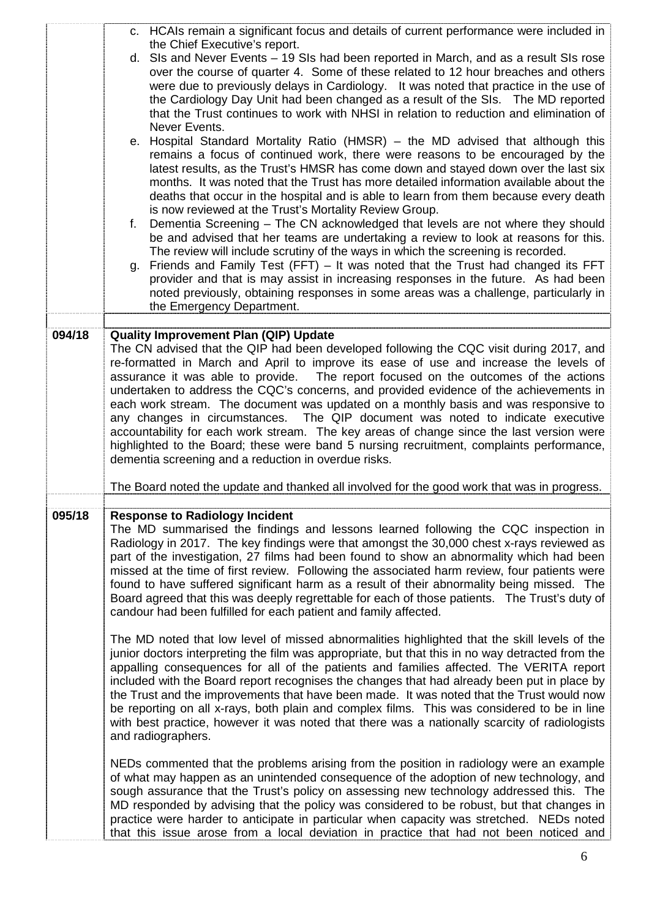c. HCAIs remain a significant focus and details of current performance were included in the Chief Executive's report.
d. SIs and Never Events – 19 SIs had been reported in March, and as a result SIs rose over the course of quarter 4. Some of these related to 12 hour breaches and others were due to previously delays in Cardiology. It was noted that practice in the use of the Cardiology Day Unit had been changed as a result of the SIs. The MD reported that the Trust continues to work with NHSI in relation to reduction and elimination of Never Events.
e. Hospital Standard Mortality Ratio (HMSR) – the MD advised that although this remains a focus of continued work, there were reasons to be encouraged by the latest results, as the Trust's HMSR has come down and stayed down over the last six months. It was noted that the Trust has more detailed information available about the deaths that occur in the hospital and is able to learn from them because every death is now reviewed at the Trust's Mortality Review Group.
f. Dementia Screening – The CN acknowledged that levels are not where they should be and advised that her teams are undertaking a review to look at reasons for this. The review will include scrutiny of the ways in which the screening is recorded.
g. Friends and Family Test (FFT) – It was noted that the Trust had changed its FFT provider and that is may assist in increasing responses in the future. As had been noted previously, obtaining responses in some areas was a challenge, particularly in the Emergency Department.

**094/18 Quality Improvement Plan (QIP) Update**

The CN advised that the QIP had been developed following the CQC visit during 2017, and re-formatted in March and April to improve its ease of use and increase the levels of assurance it was able to provide. The report focused on the outcomes of the actions undertaken to address the CQC's concerns, and provided evidence of the achievements in each work stream. The document was updated on a monthly basis and was responsive to any changes in circumstances. The QIP document was noted to indicate executive accountability for each work stream. The key areas of change since the last version were highlighted to the Board; these were band 5 nursing recruitment, complaints performance, dementia screening and a reduction in overdue risks.

The Board noted the update and thanked all involved for the good work that was in progress.

**095/18 Response to Radiology Incident**

The MD summarised the findings and lessons learned following the CQC inspection in Radiology in 2017. The key findings were that amongst the 30,000 chest x-rays reviewed as part of the investigation, 27 films had been found to show an abnormality which had been missed at the time of first review. Following the associated harm review, four patients were found to have suffered significant harm as a result of their abnormality being missed. The Board agreed that this was deeply regrettable for each of those patients. The Trust's duty of candour had been fulfilled for each patient and family affected.

The MD noted that low level of missed abnormalities highlighted that the skill levels of the junior doctors interpreting the film was appropriate, but that this in no way detracted from the appalling consequences for all of the patients and families affected. The VERITA report included with the Board report recognises the changes that had already been put in place by the Trust and the improvements that have been made. It was noted that the Trust would now be reporting on all x-rays, both plain and complex films. This was considered to be in line with best practice, however it was noted that there was a nationally scarcity of radiologists and radiographers.

NEDs commented that the problems arising from the position in radiology were an example of what may happen as an unintended consequence of the adoption of new technology, and sough assurance that the Trust's policy on assessing new technology addressed this. The MD responded by advising that the policy was considered to be robust, but that changes in practice were harder to anticipate in particular when capacity was stretched. NEDs noted that this issue arose from a local deviation in practice that had not been noticed and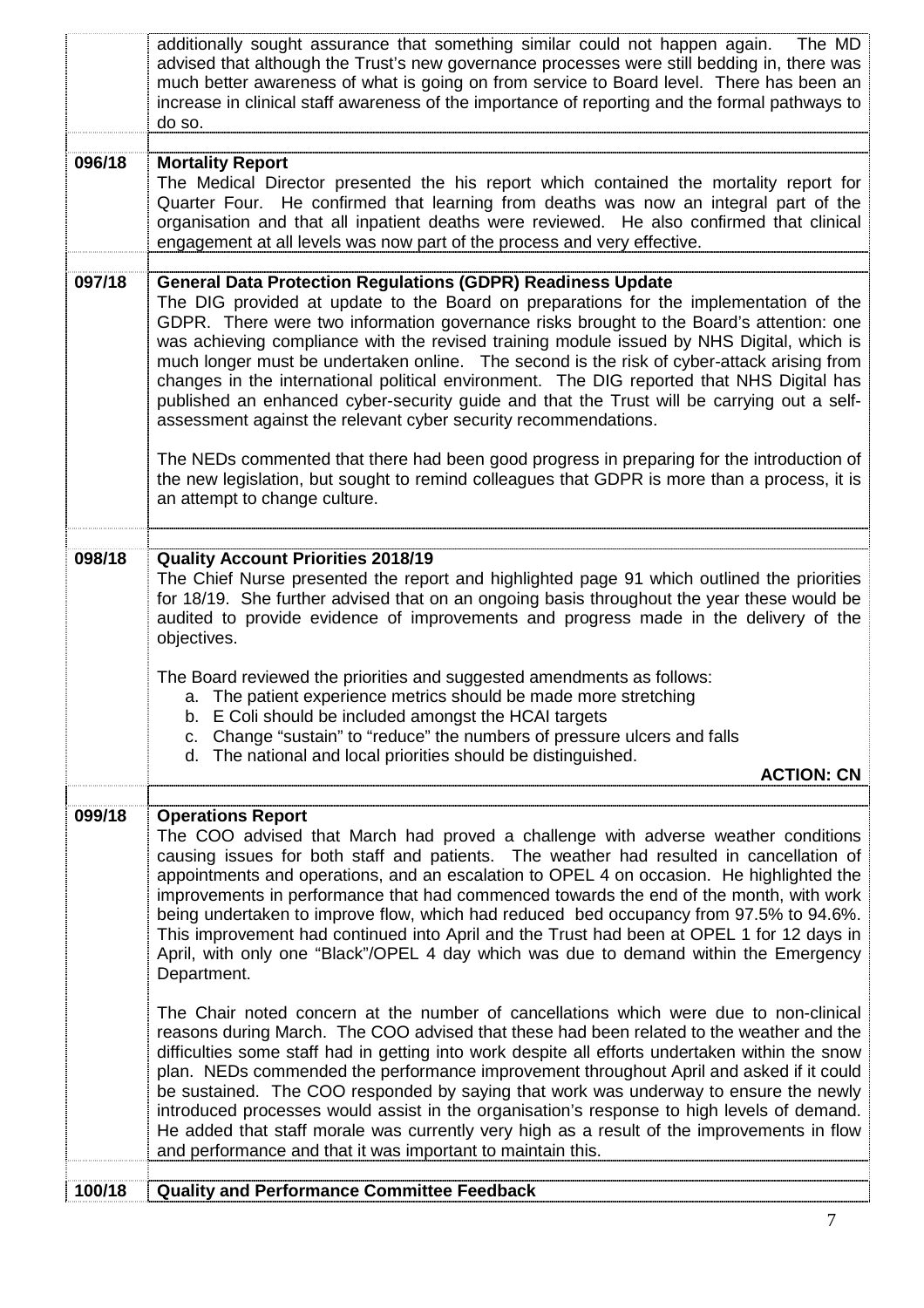| | |
|---|---|
| | additionally sought assurance that something similar could not happen again. The MD advised that although the Trust's new governance processes were still bedding in, there was much better awareness of what is going on from service to Board level. There has been an increase in clinical staff awareness of the importance of reporting and the formal pathways to do so. |
| **096/18** | **Mortality Report**<br>The Medical Director presented the his report which contained the mortality report for Quarter Four. He confirmed that learning from deaths was now an integral part of the organisation and that all inpatient deaths were reviewed. He also confirmed that clinical engagement at all levels was now part of the process and very effective. |
| **097/18** | **General Data Protection Regulations (GDPR) Readiness Update**<br>The DIG provided at update to the Board on preparations for the implementation of the GDPR. There were two information governance risks brought to the Board's attention: one was achieving compliance with the revised training module issued by NHS Digital, which is much longer must be undertaken online. The second is the risk of cyber-attack arising from changes in the international political environment. The DIG reported that NHS Digital has published an enhanced cyber-security guide and that the Trust will be carrying out a self-assessment against the relevant cyber security recommendations.<br><br>The NEDs commented that there had been good progress in preparing for the introduction of the new legislation, but sought to remind colleagues that GDPR is more than a process, it is an attempt to change culture. |
| **098/18** | **Quality Account Priorities 2018/19**<br>The Chief Nurse presented the report and highlighted page 91 which outlined the priorities for 18/19. She further advised that on an ongoing basis throughout the year these would be audited to provide evidence of improvements and progress made in the delivery of the objectives.<br><br>The Board reviewed the priorities and suggested amendments as follows:<br>a. The patient experience metrics should be made more stretching<br>b. E Coli should be included amongst the HCAI targets<br>c. Change "sustain" to "reduce" the numbers of pressure ulcers and falls<br>d. The national and local priorities should be distinguished.<br><br>**ACTION: CN** |
| **099/18** | **Operations Report**<br>The COO advised that March had proved a challenge with adverse weather conditions causing issues for both staff and patients. The weather had resulted in cancellation of appointments and operations, and an escalation to OPEL 4 on occasion. He highlighted the improvements in performance that had commenced towards the end of the month, with work being undertaken to improve flow, which had reduced bed occupancy from 97.5% to 94.6%. This improvement had continued into April and the Trust had been at OPEL 1 for 12 days in April, with only one "Black"/OPEL 4 day which was due to demand within the Emergency Department.<br><br>The Chair noted concern at the number of cancellations which were due to non-clinical reasons during March. The COO advised that these had been related to the weather and the difficulties some staff had in getting into work despite all efforts undertaken within the snow plan. NEDs commended the performance improvement throughout April and asked if it could be sustained. The COO responded by saying that work was underway to ensure the newly introduced processes would assist in the organisation's response to high levels of demand. He added that staff morale was currently very high as a result of the improvements in flow and performance and that it was important to maintain this. |
| **100/18** | **Quality and Performance Committee Feedback** |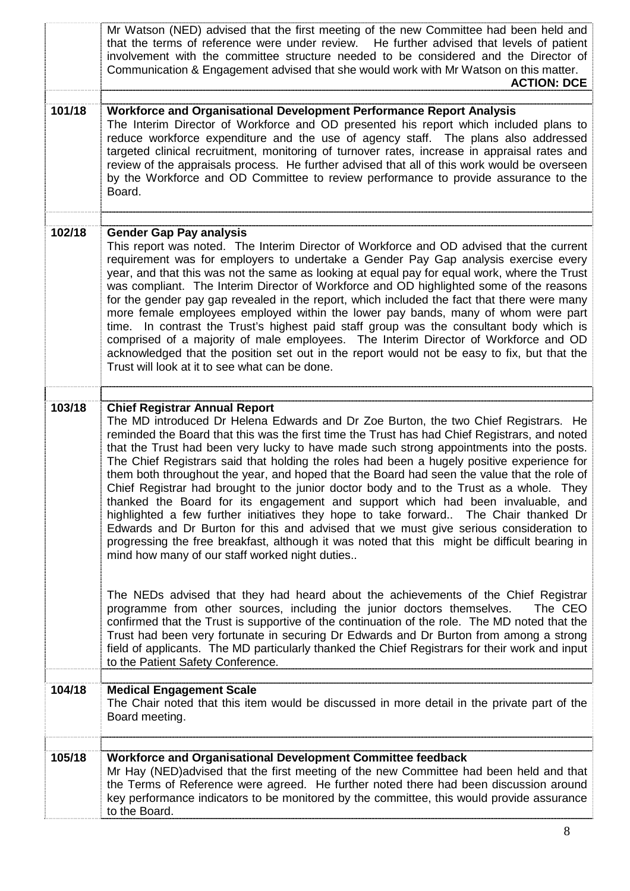| | |
|---|---|
| | Mr Watson (NED) advised that the first meeting of the new Committee had been held and that the terms of reference were under review. He further advised that levels of patient involvement with the committee structure needed to be considered and the Director of Communication & Engagement advised that she would work with Mr Watson on this matter. **ACTION: DCE** |
| **101/18** | **Workforce and Organisational Development Performance Report Analysis** The Interim Director of Workforce and OD presented his report which included plans to reduce workforce expenditure and the use of agency staff. The plans also addressed targeted clinical recruitment, monitoring of turnover rates, increase in appraisal rates and review of the appraisals process. He further advised that all of this work would be overseen by the Workforce and OD Committee to review performance to provide assurance to the Board. |
| **102/18** | **Gender Gap Pay analysis** This report was noted. The Interim Director of Workforce and OD advised that the current requirement was for employers to undertake a Gender Pay Gap analysis exercise every year, and that this was not the same as looking at equal pay for equal work, where the Trust was compliant. The Interim Director of Workforce and OD highlighted some of the reasons for the gender pay gap revealed in the report, which included the fact that there were many more female employees employed within the lower pay bands, many of whom were part time. In contrast the Trust's highest paid staff group was the consultant body which is comprised of a majority of male employees. The Interim Director of Workforce and OD acknowledged that the position set out in the report would not be easy to fix, but that the Trust will look at it to see what can be done. |
| **103/18** | **Chief Registrar Annual Report** The MD introduced Dr Helena Edwards and Dr Zoe Burton, the two Chief Registrars. He reminded the Board that this was the first time the Trust has had Chief Registrars, and noted that the Trust had been very lucky to have made such strong appointments into the posts. The Chief Registrars said that holding the roles had been a hugely positive experience for them both throughout the year, and hoped that the Board had seen the value that the role of Chief Registrar had brought to the junior doctor body and to the Trust as a whole. They thanked the Board for its engagement and support which had been invaluable, and highlighted a few further initiatives they hope to take forward.. The Chair thanked Dr Edwards and Dr Burton for this and advised that we must give serious consideration to progressing the free breakfast, although it was noted that this might be difficult bearing in mind how many of our staff worked night duties..<br><br>The NEDs advised that they had heard about the achievements of the Chief Registrar programme from other sources, including the junior doctors themselves. The CEO confirmed that the Trust is supportive of the continuation of the role. The MD noted that the Trust had been very fortunate in securing Dr Edwards and Dr Burton from among a strong field of applicants. The MD particularly thanked the Chief Registrars for their work and input to the Patient Safety Conference. |
| **104/18** | **Medical Engagement Scale** The Chair noted that this item would be discussed in more detail in the private part of the Board meeting. |
| **105/18** | **Workforce and Organisational Development Committee feedback** Mr Hay (NED)advised that the first meeting of the new Committee had been held and that the Terms of Reference were agreed. He further noted there had been discussion around key performance indicators to be monitored by the committee, this would provide assurance to the Board. |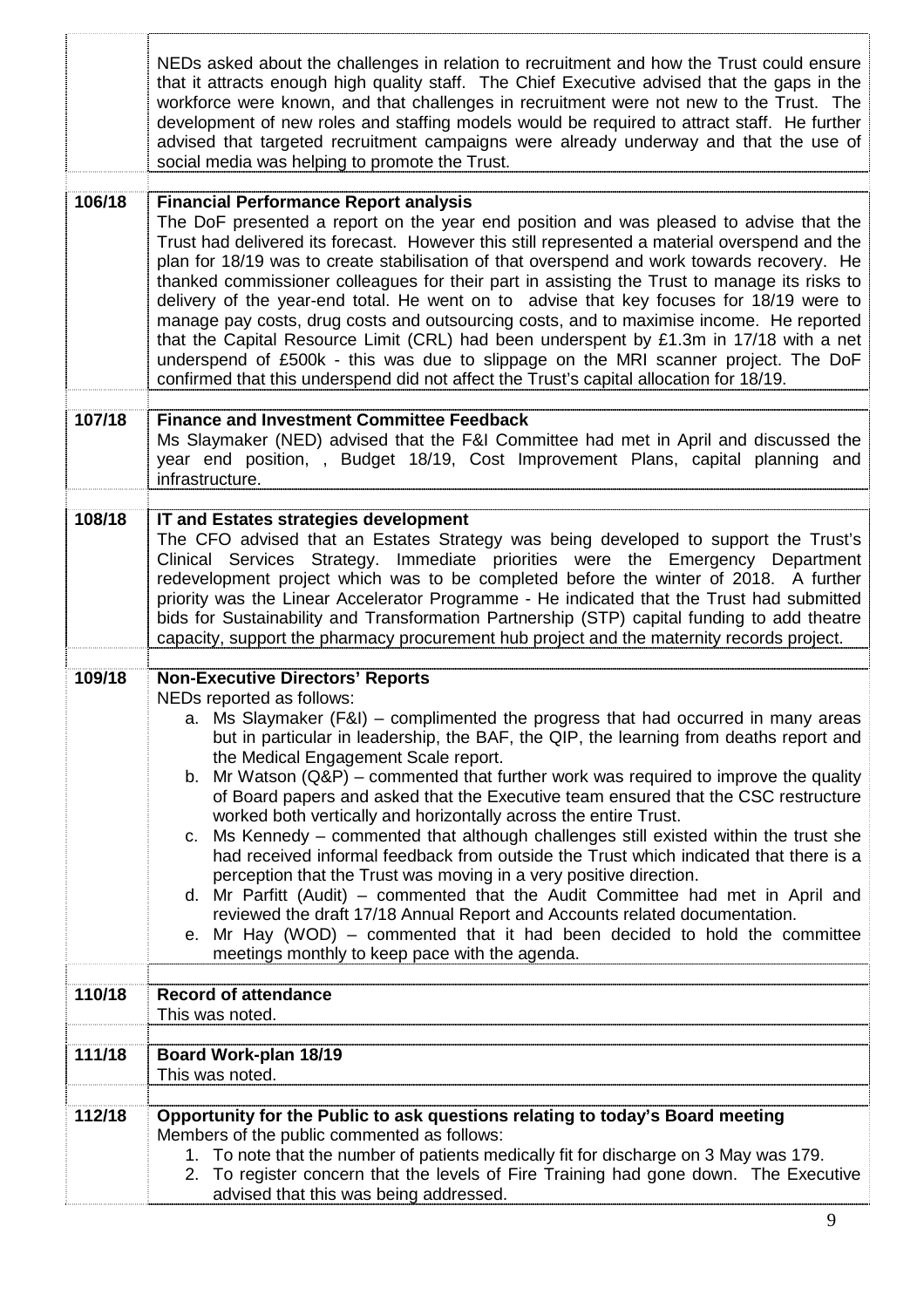| | |
|---|---|
| | NEDs asked about the challenges in relation to recruitment and how the Trust could ensure that it attracts enough high quality staff. The Chief Executive advised that the gaps in the workforce were known, and that challenges in recruitment were not new to the Trust. The development of new roles and staffing models would be required to attract staff. He further advised that targeted recruitment campaigns were already underway and that the use of social media was helping to promote the Trust. |
| **106/18** | **Financial Performance Report analysis**<br>The DoF presented a report on the year end position and was pleased to advise that the Trust had delivered its forecast. However this still represented a material overspend and the plan for 18/19 was to create stabilisation of that overspend and work towards recovery. He thanked commissioner colleagues for their part in assisting the Trust to manage its risks to delivery of the year-end total. He went on to advise that key focuses for 18/19 were to manage pay costs, drug costs and outsourcing costs, and to maximise income. He reported that the Capital Resource Limit (CRL) had been underspent by £1.3m in 17/18 with a net underspend of £500k - this was due to slippage on the MRI scanner project. The DoF confirmed that this underspend did not affect the Trust's capital allocation for 18/19. |
| **107/18** | **Finance and Investment Committee Feedback**<br>Ms Slaymaker (NED) advised that the F&I Committee had met in April and discussed the year end position, , Budget 18/19, Cost Improvement Plans, capital planning and infrastructure. |
| **108/18** | **IT and Estates strategies development**<br>The CFO advised that an Estates Strategy was being developed to support the Trust's Clinical Services Strategy. Immediate priorities were the Emergency Department redevelopment project which was to be completed before the winter of 2018. A further priority was the Linear Accelerator Programme - He indicated that the Trust had submitted bids for Sustainability and Transformation Partnership (STP) capital funding to add theatre capacity, support the pharmacy procurement hub project and the maternity records project. |
| **109/18** | **Non-Executive Directors' Reports**<br>NEDs reported as follows:<br>a. Ms Slaymaker (F&I) – complimented the progress that had occurred in many areas but in particular in leadership, the BAF, the QIP, the learning from deaths report and the Medical Engagement Scale report.<br>b. Mr Watson (Q&P) – commented that further work was required to improve the quality of Board papers and asked that the Executive team ensured that the CSC restructure worked both vertically and horizontally across the entire Trust.<br>c. Ms Kennedy – commented that although challenges still existed within the trust she had received informal feedback from outside the Trust which indicated that there is a perception that the Trust was moving in a very positive direction.<br>d. Mr Parfitt (Audit) – commented that the Audit Committee had met in April and reviewed the draft 17/18 Annual Report and Accounts related documentation.<br>e. Mr Hay (WOD) – commented that it had been decided to hold the committee meetings monthly to keep pace with the agenda. |
| **110/18** | **Record of attendance**<br>This was noted. |
| **111/18** | **Board Work-plan 18/19**<br>This was noted. |
| **112/18** | **Opportunity for the Public to ask questions relating to today's Board meeting**<br>Members of the public commented as follows:<br>1. To note that the number of patients medically fit for discharge on 3 May was 179.<br>2. To register concern that the levels of Fire Training had gone down. The Executive advised that this was being addressed. |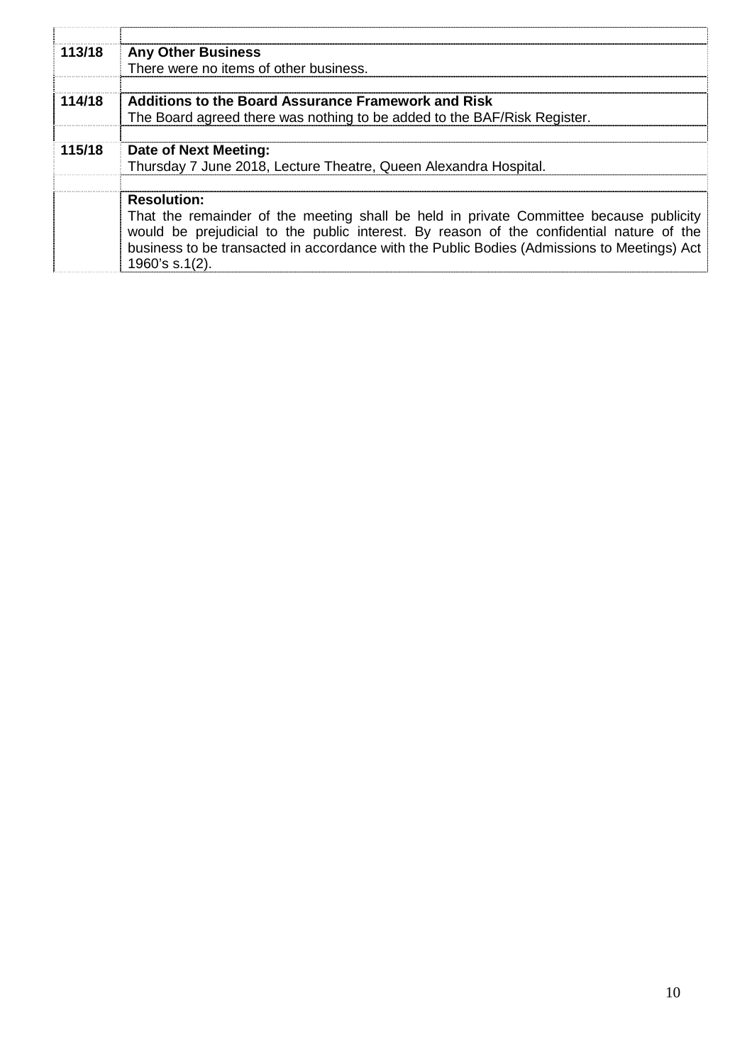| | |
|---|---|
| **113/18** | **Any Other Business**<br>There were no items of other business. |
| **114/18** | **Additions to the Board Assurance Framework and Risk**<br>The Board agreed there was nothing to be added to the BAF/Risk Register. |
| **115/18** | **Date of Next Meeting:**<br>Thursday 7 June 2018, Lecture Theatre, Queen Alexandra Hospital. |
| | **Resolution:**<br>That the remainder of the meeting shall be held in private Committee because publicity would be prejudicial to the public interest. By reason of the confidential nature of the business to be transacted in accordance with the Public Bodies (Admissions to Meetings) Act 1960's s.1(2). |